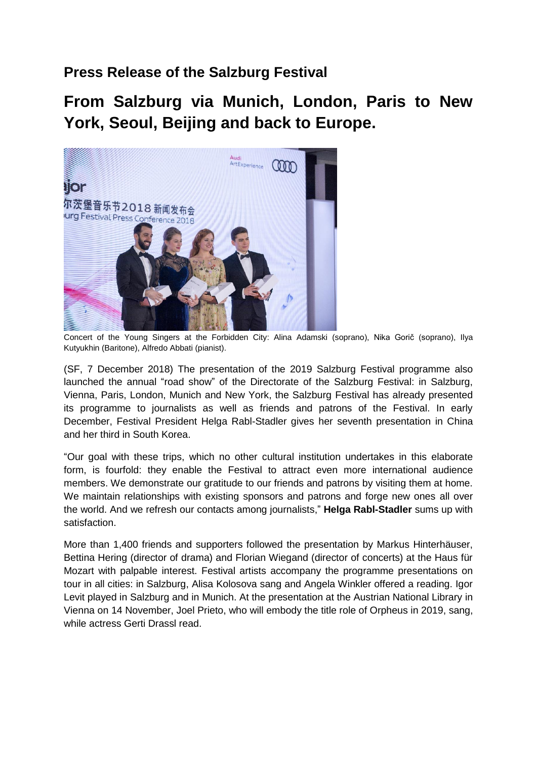## Press Release of the Salzburg Festival

# From Salzburg via Munich, London, Paris to New York, Seoul, Beijing and back to Europe.

Concert of the Young Singers at the Forbidden City: Alina Adamski (soprano), Nika Gorič (soprano), Ilya Kutyukhin (Baritone), Alfredo Abbati (pianist).

(SF, 7 December 2018) The presentation of the 2019 Salzburg Festival programme also launched the annual "road show" of the Directorate of the Salzburg Festival: in Salzburg, Vienna, Paris, London, Munich and New York, the Salzburg Festival has already presented its programme to journalists as well as friends and patrons of the Festival. In early December, Festival President Helga Rabl-Stadler gives her seventh presentation in China and her third in South Korea.

"Our goal with these trips, which no other cultural institution undertakes in this elaborate form, is fourfold: they enable the Festival to attract even more international audience members. We demonstrate our gratitude to our friends and patrons by visiting them at home. We maintain relationships with existing sponsors and patrons and forge new ones all over the world. And we refresh our contacts among journalists," **Helga Rabl-Stadler** sums up with satisfaction.

More than 1,400 friends and supporters followed the presentation by Markus Hinterhäuser, Bettina Hering (director of drama) and Florian Wiegand (director of concerts) at the Haus für Mozart with palpable interest. Festival artists accompany the programme presentations on tour in all cities: in Salzburg, Alisa Kolosova sang and Angela Winkler offered a reading. Igor Levit played in Salzburg and in Munich. At the presentation at the Austrian National Library in Vienna on 14 November, Joel Prieto, who will embody the title role of Orpheus in 2019, sang, while actress Gerti Drassl read.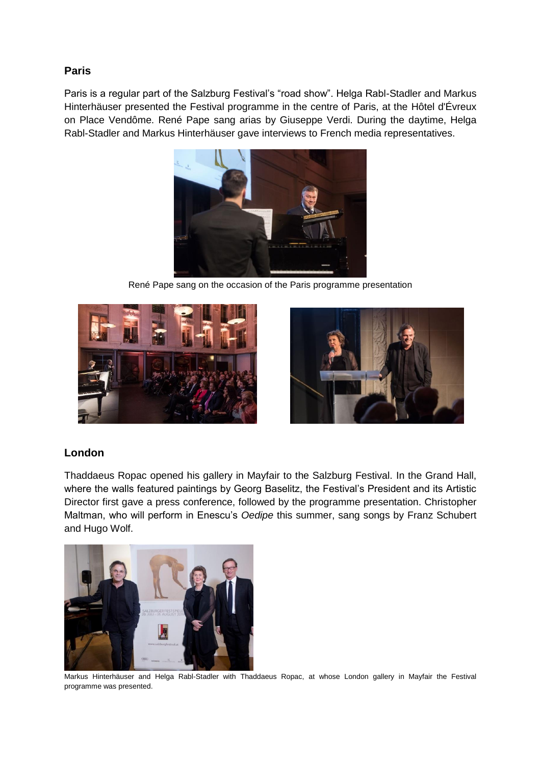## Paris

Paris is a regular part of the Salzburg Festival's "road show". Helga Rabl-Stadler and Markus Hinterhäuser presented the Festival programme in the centre of Paris, at the Hôtel d'Évreux on Place Vendôme. René Pape sang arias by Giuseppe Verdi. During the daytime, Helga Rabl-Stadler and Markus Hinterhäuser gave interviews to French media representatives.

René Pape sang on the occasion of the Paris programme presentation

## London

Thaddaeus Ropac opened his gallery in Mayfair to the Salzburg Festival. In the Grand Hall, where the walls featured paintings by Georg Baselitz, the Festival's President and its Artistic Director first gave a press conference, followed by the programme presentation. Christopher Maltman, who will perform in Enescu's *Oedipe* this summer, sang songs by Franz Schubert and Hugo Wolf.

Markus Hinterhäuser and Helga Rabl-Stadler with Thaddaeus Ropac, at whose London gallery in Mayfair the Festival programme was presented.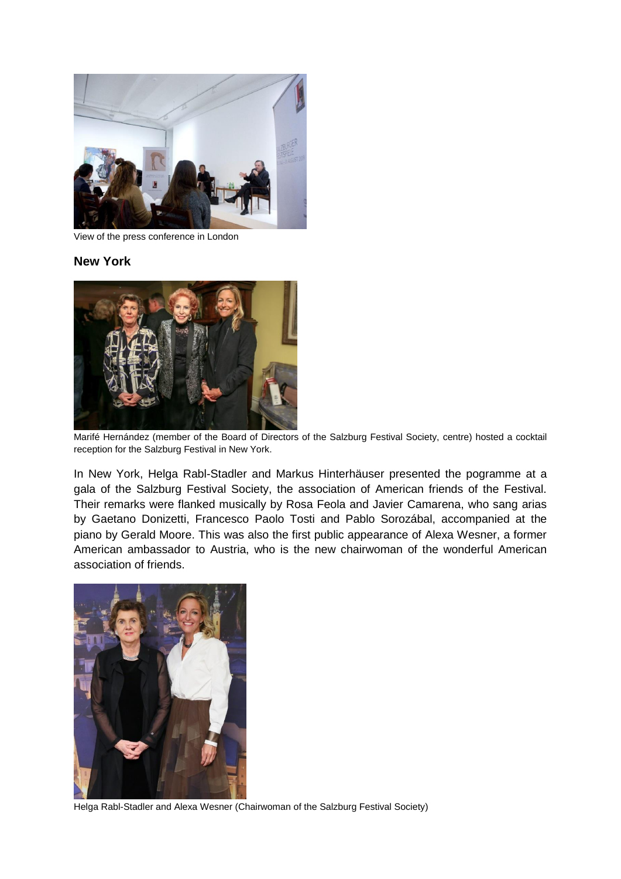View of the press conference in London

## New York

Marifé Hernández (member of the Board of Directors of the Salzburg Festival Society, centre) hosted a cocktail reception for the Salzburg Festival in New York.

In New York, Helga Rabl-Stadler and Markus Hinterhäuser presented the pogramme at a gala of the Salzburg Festival Society, the association of American friends of the Festival. Their remarks were flanked musically by Rosa Feola and Javier Camarena, who sang arias by Gaetano Donizetti, Francesco Paolo Tosti and Pablo Sorozábal, accompanied at the piano by Gerald Moore. This was also the first public appearance of Alexa Wesner, a former American ambassador to Austria, who is the new chairwoman of the wonderful American association of friends.

Helga Rabl-Stadler and Alexa Wesner (Chairwoman of the Salzburg Festival Society)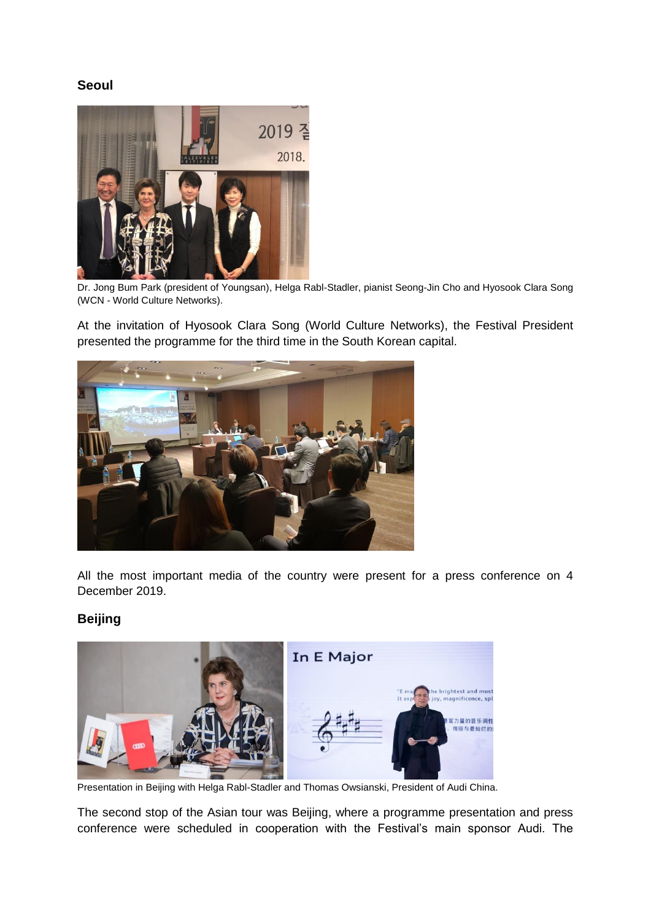## Seoul

Dr. Jong Bum Park (president of Youngsan), Helga Rabl-Stadler, pianist Seong-Jin Cho and Hyosook Clara Song (WCN - World Culture Networks).

At the invitation of Hyosook Clara Song (World Culture Networks), the Festival President presented the programme for the third time in the South Korean capital.

All the most important media of the country were present for a press conference on 4 December 2019.

## Beijing

Presentation in Beijing with Helga Rabl-Stadler and Thomas Owsianski, President of Audi China.

The second stop of the Asian tour was Beijing, where a programme presentation and press conference were scheduled in cooperation with the Festival's main sponsor Audi. The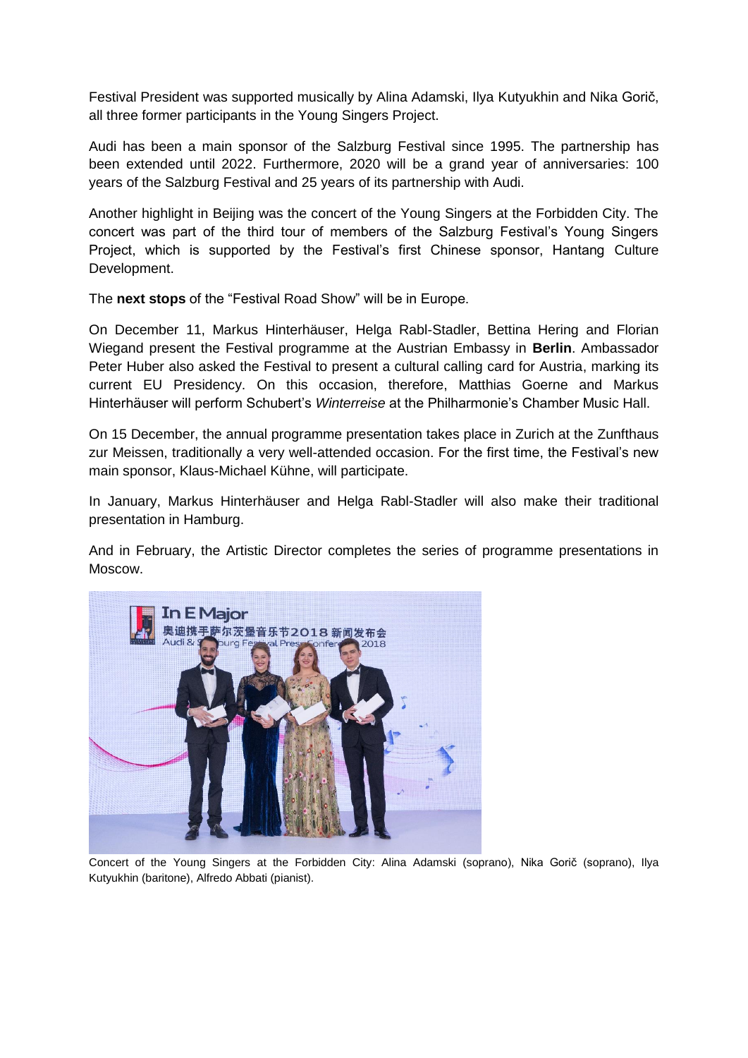Festival President was supported musically by Alina Adamski, Ilya Kutyukhin and Nika Gorič, all three former participants in the Young Singers Project.

Audi has been a main sponsor of the Salzburg Festival since 1995. The partnership has been extended until 2022. Furthermore, 2020 will be a grand year of anniversaries: 100 years of the Salzburg Festival and 25 years of its partnership with Audi.

Another highlight in Beijing was the concert of the Young Singers at the Forbidden City. The concert was part of the third tour of members of the Salzburg Festival's Young Singers Project, which is supported by the Festival's first Chinese sponsor, Hantang Culture Development.

The **next stops** of the "Festival Road Show" will be in Europe.

On December 11, Markus Hinterhäuser, Helga Rabl-Stadler, Bettina Hering and Florian Wiegand present the Festival programme at the Austrian Embassy in **Berlin**. Ambassador Peter Huber also asked the Festival to present a cultural calling card for Austria, marking its current EU Presidency. On this occasion, therefore, Matthias Goerne and Markus Hinterhäuser will perform Schubert's *Winterreise* at the Philharmonie's Chamber Music Hall.

On 15 December, the annual programme presentation takes place in Zurich at the Zunfthaus zur Meissen, traditionally a very well-attended occasion. For the first time, the Festival's new main sponsor, Klaus-Michael Kühne, will participate.

In January, Markus Hinterhäuser and Helga Rabl-Stadler will also make their traditional presentation in Hamburg.

And in February, the Artistic Director completes the series of programme presentations in Moscow.

Concert of the Young Singers at the Forbidden City: Alina Adamski (soprano), Nika Gorič (soprano), Ilya Kutyukhin (baritone), Alfredo Abbati (pianist).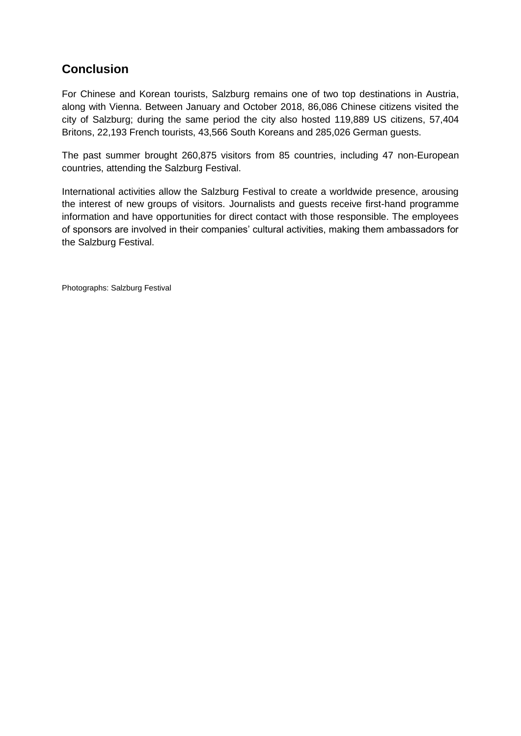## Conclusion

For Chinese and Korean tourists, Salzburg remains one of two top destinations in Austria, along with Vienna. Between January and October 2018, 86,086 Chinese citizens visited the city of Salzburg; during the same period the city also hosted 119,889 US citizens, 57,404 Britons, 22,193 French tourists, 43,566 South Koreans and 285,026 German guests.

The past summer brought 260,875 visitors from 85 countries, including 47 non-European countries, attending the Salzburg Festival.

International activities allow the Salzburg Festival to create a worldwide presence, arousing the interest of new groups of visitors. Journalists and guests receive first-hand programme information and have opportunities for direct contact with those responsible. The employees of sponsors are involved in their companies' cultural activities, making them ambassadors for the Salzburg Festival.

Photographs: Salzburg Festival